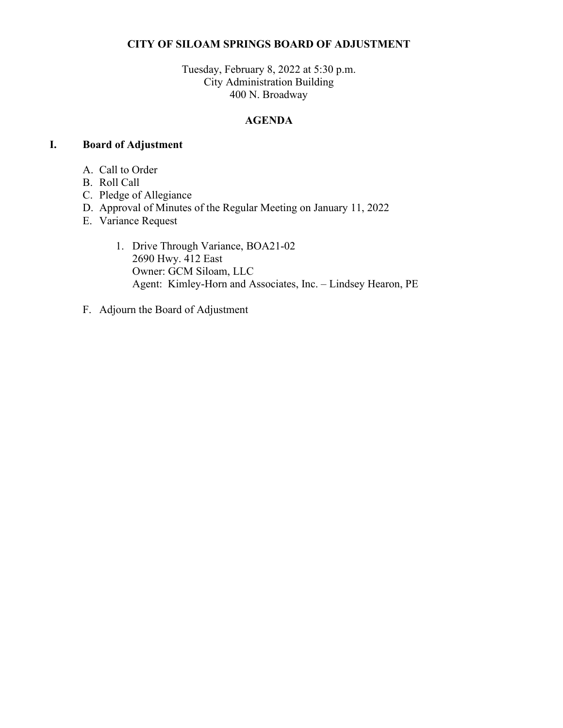**CITY OF SILOAM SPRINGS BOARD OF ADJUSTMENT**

Tuesday, February 8, 2022 at 5:30 p.m.
City Administration Building
400 N. Broadway

**AGENDA**

## I. Board of Adjustment

A. Call to Order
B. Roll Call
C. Pledge of Allegiance
D. Approval of Minutes of the Regular Meeting on January 11, 2022
E. Variance Request

1. Drive Through Variance, BOA21-02
   2690 Hwy. 412 East
   Owner: GCM Siloam, LLC
   Agent: Kimley-Horn and Associates, Inc. – Lindsey Hearon, PE

F. Adjourn the Board of Adjustment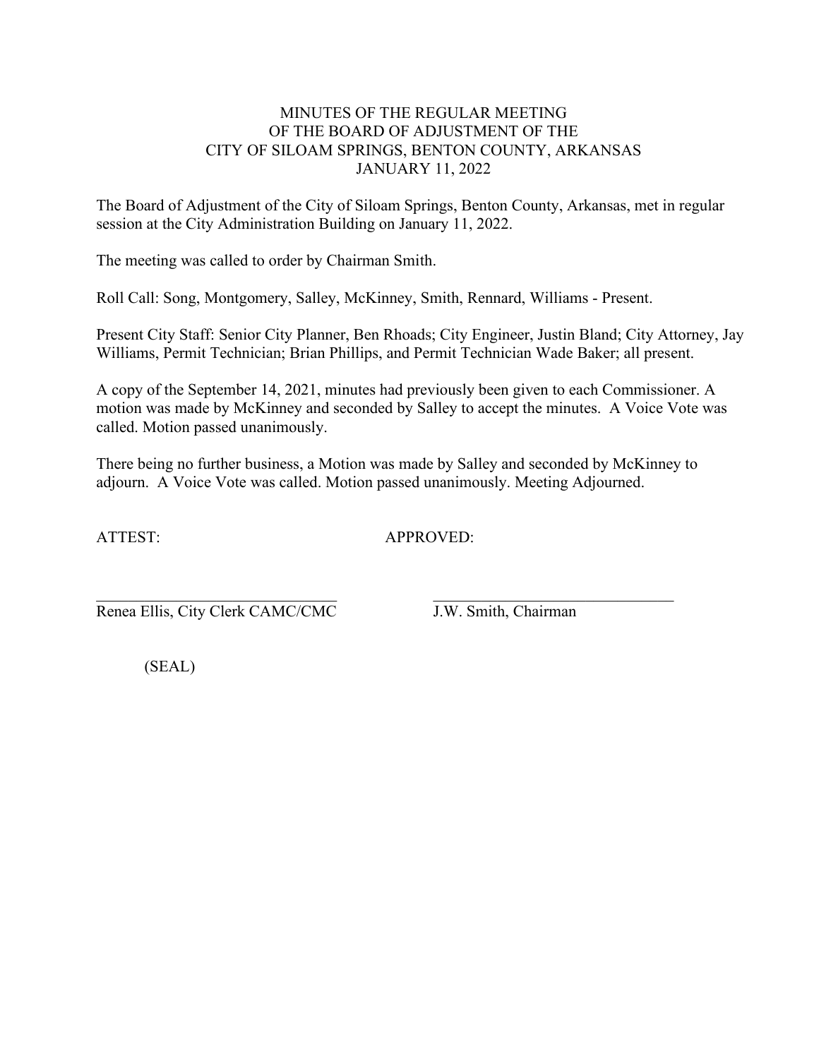# MINUTES OF THE REGULAR MEETING OF THE BOARD OF ADJUSTMENT OF THE CITY OF SILOAM SPRINGS, BENTON COUNTY, ARKANSAS JANUARY 11, 2022

The Board of Adjustment of the City of Siloam Springs, Benton County, Arkansas, met in regular session at the City Administration Building on January 11, 2022.

The meeting was called to order by Chairman Smith.

Roll Call: Song, Montgomery, Salley, McKinney, Smith, Rennard, Williams - Present.

Present City Staff: Senior City Planner, Ben Rhoads; City Engineer, Justin Bland; City Attorney, Jay Williams, Permit Technician; Brian Phillips, and Permit Technician Wade Baker; all present.

A copy of the September 14, 2021, minutes had previously been given to each Commissioner. A motion was made by McKinney and seconded by Salley to accept the minutes. A Voice Vote was called. Motion passed unanimously.

There being no further business, a Motion was made by Salley and seconded by McKinney to adjourn. A Voice Vote was called. Motion passed unanimously. Meeting Adjourned.

ATTEST: APPROVED:

\_\_\_\_\_\_\_\_\_\_\_\_\_\_\_\_\_\_\_\_\_\_\_\_\_\_\_\_\_\_ \_\_\_\_\_\_\_\_\_\_\_\_\_\_\_\_\_\_\_\_\_\_\_\_\_\_\_\_\_\_

Renea Ellis, City Clerk CAMC/CMC J.W. Smith, Chairman

(SEAL)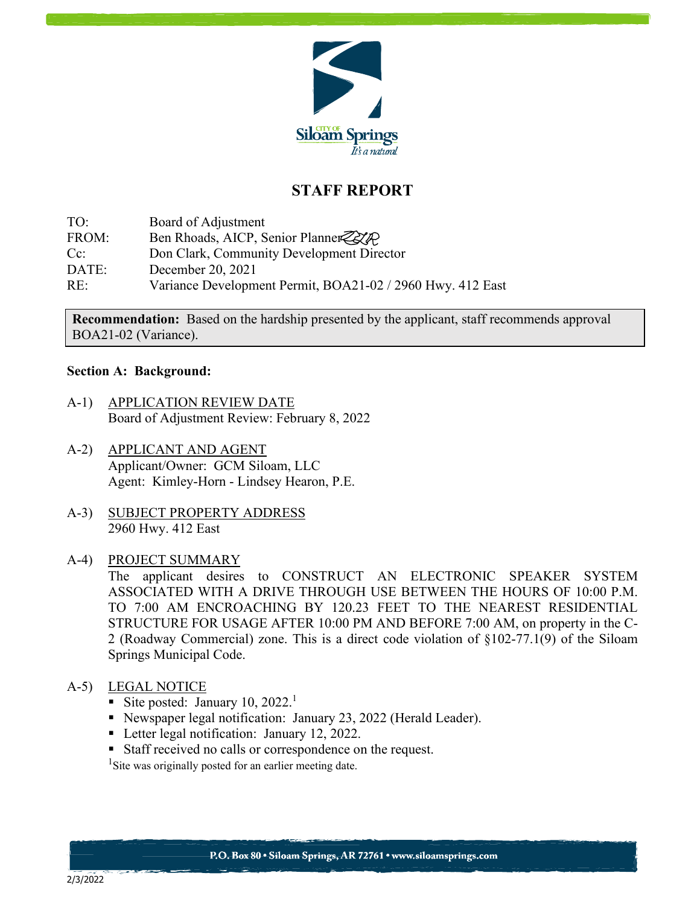# STAFF REPORT

TO: Board of Adjustment
FROM: Ben Rhoads, AICP, Senior Planner
Cc: Don Clark, Community Development Director
DATE: December 20, 2021
RE: Variance Development Permit, BOA21-02 / 2960 Hwy. 412 East

**Recommendation:** Based on the hardship presented by the applicant, staff recommends approval BOA21-02 (Variance).

**Section A: Background:**

A-1) APPLICATION REVIEW DATE
Board of Adjustment Review: February 8, 2022

A-2) APPLICANT AND AGENT
Applicant/Owner: GCM Siloam, LLC
Agent: Kimley-Horn - Lindsey Hearon, P.E.

A-3) SUBJECT PROPERTY ADDRESS
2960 Hwy. 412 East

A-4) PROJECT SUMMARY
The applicant desires to CONSTRUCT AN ELECTRONIC SPEAKER SYSTEM ASSOCIATED WITH A DRIVE THROUGH USE BETWEEN THE HOURS OF 10:00 P.M. TO 7:00 AM ENCROACHING BY 120.23 FEET TO THE NEAREST RESIDENTIAL STRUCTURE FOR USAGE AFTER 10:00 PM AND BEFORE 7:00 AM, on property in the C-2 (Roadway Commercial) zone. This is a direct code violation of §102-77.1(9) of the Siloam Springs Municipal Code.

A-5) LEGAL NOTICE
- Site posted: January 10, 2022.[1]
- Newspaper legal notification: January 23, 2022 (Herald Leader).
- Letter legal notification: January 12, 2022.
- Staff received no calls or correspondence on the request.

[1]Site was originally posted for an earlier meeting date.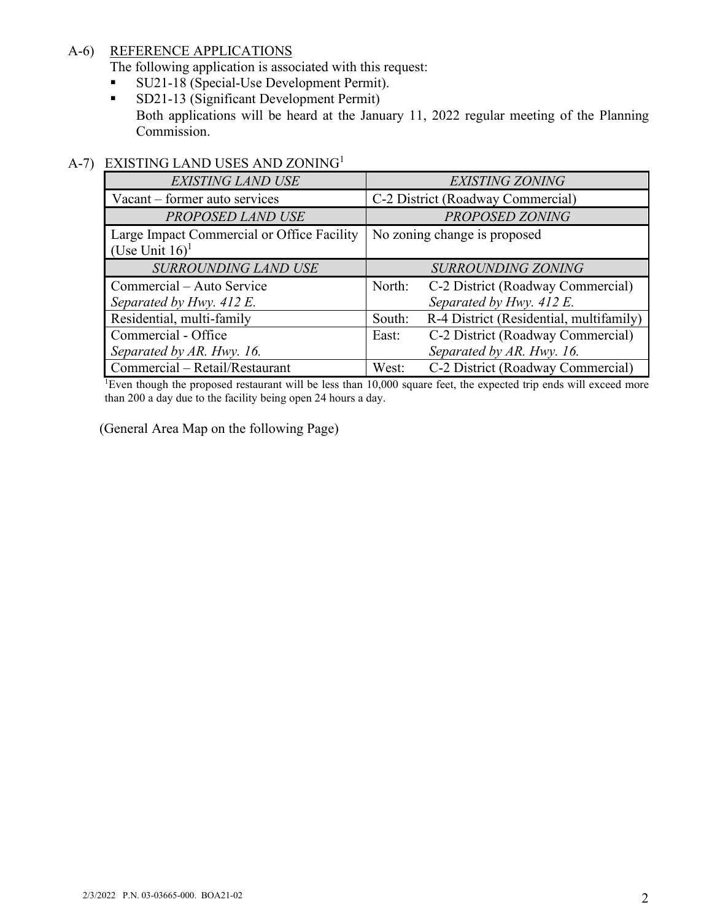A-6) REFERENCE APPLICATIONS

The following application is associated with this request:

- SU21-18 (Special-Use Development Permit).
- SD21-13 (Significant Development Permit)

  Both applications will be heard at the January 11, 2022 regular meeting of the Planning Commission.

A-7) EXISTING LAND USES AND ZONING[1]

| *EXISTING LAND USE* | *EXISTING ZONING* |
|---|---|
| Vacant – former auto services | C-2 District (Roadway Commercial) |
| *PROPOSED LAND USE* | *PROPOSED ZONING* |
| Large Impact Commercial or Office Facility (Use Unit 16)[1] | No zoning change is proposed |
| *SURROUNDING LAND USE* | *SURROUNDING ZONING* |
| Commercial – Auto Service *Separated by Hwy. 412 E.* | North: C-2 District (Roadway Commercial) *Separated by Hwy. 412 E.* |
| Residential, multi-family | South: R-4 District (Residential, multifamily) |
| Commercial - Office *Separated by AR. Hwy. 16.* | East: C-2 District (Roadway Commercial) *Separated by AR. Hwy. 16.* |
| Commercial – Retail/Restaurant | West: C-2 District (Roadway Commercial) |

[1]Even though the proposed restaurant will be less than 10,000 square feet, the expected trip ends will exceed more than 200 a day due to the facility being open 24 hours a day.

(General Area Map on the following Page)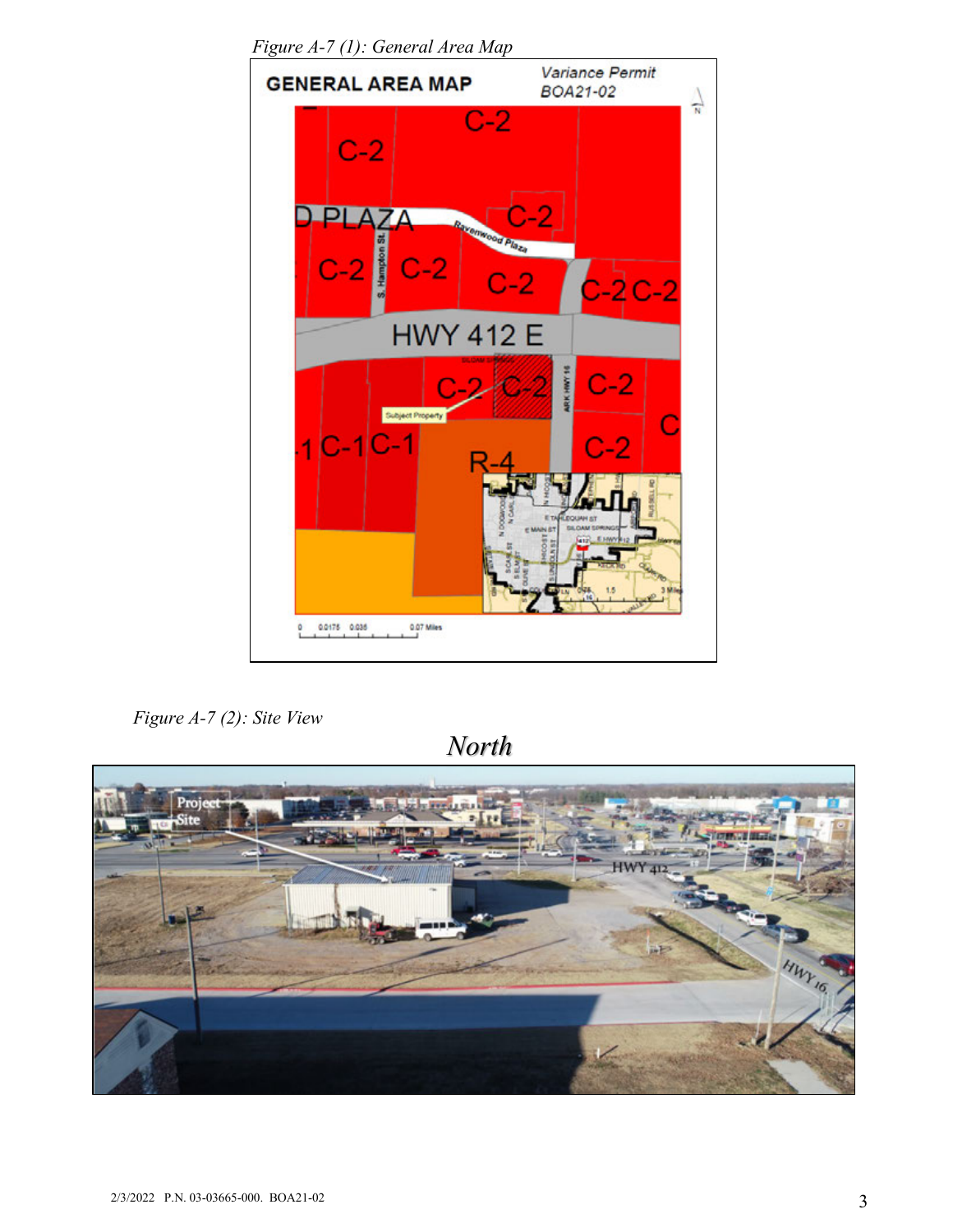*Figure A-7 (1): General Area Map*

*Figure A-7 (2): Site View*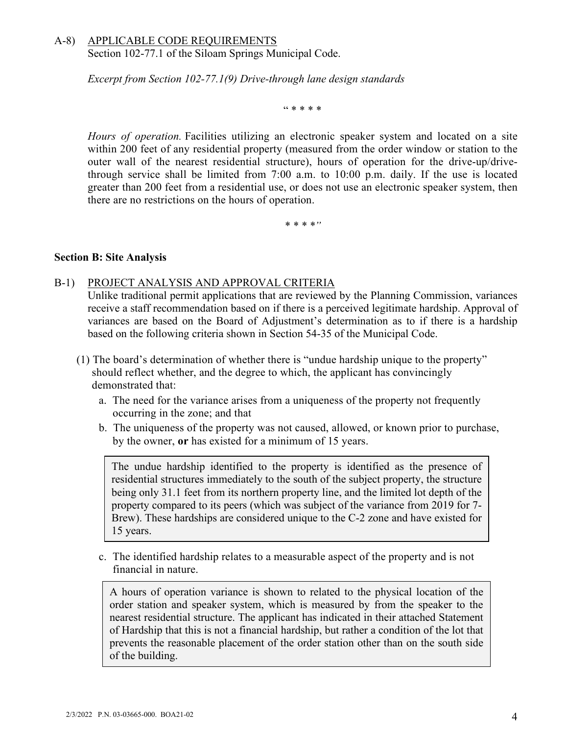A-8) APPLICABLE CODE REQUIREMENTS

Section 102-77.1 of the Siloam Springs Municipal Code.

*Excerpt from Section 102-77.1(9) Drive-through lane design standards*

" * * * *

*Hours of operation.* Facilities utilizing an electronic speaker system and located on a site within 200 feet of any residential property (measured from the order window or station to the outer wall of the nearest residential structure), hours of operation for the drive-up/drive-through service shall be limited from 7:00 a.m. to 10:00 p.m. daily. If the use is located greater than 200 feet from a residential use, or does not use an electronic speaker system, then there are no restrictions on the hours of operation.

* * * *"

**Section B: Site Analysis**

B-1) PROJECT ANALYSIS AND APPROVAL CRITERIA

Unlike traditional permit applications that are reviewed by the Planning Commission, variances receive a staff recommendation based on if there is a perceived legitimate hardship. Approval of variances are based on the Board of Adjustment's determination as to if there is a hardship based on the following criteria shown in Section 54-35 of the Municipal Code.

(1) The board's determination of whether there is "undue hardship unique to the property" should reflect whether, and the degree to which, the applicant has convincingly demonstrated that:

a. The need for the variance arises from a uniqueness of the property not frequently occurring in the zone; and that

b. The uniqueness of the property was not caused, allowed, or known prior to purchase, by the owner, **or** has existed for a minimum of 15 years.

> The undue hardship identified to the property is identified as the presence of residential structures immediately to the south of the subject property, the structure being only 31.1 feet from its northern property line, and the limited lot depth of the property compared to its peers (which was subject of the variance from 2019 for 7-Brew). These hardships are considered unique to the C-2 zone and have existed for 15 years.

c. The identified hardship relates to a measurable aspect of the property and is not financial in nature.

> A hours of operation variance is shown to related to the physical location of the order station and speaker system, which is measured by from the speaker to the nearest residential structure. The applicant has indicated in their attached Statement of Hardship that this is not a financial hardship, but rather a condition of the lot that prevents the reasonable placement of the order station other than on the south side of the building.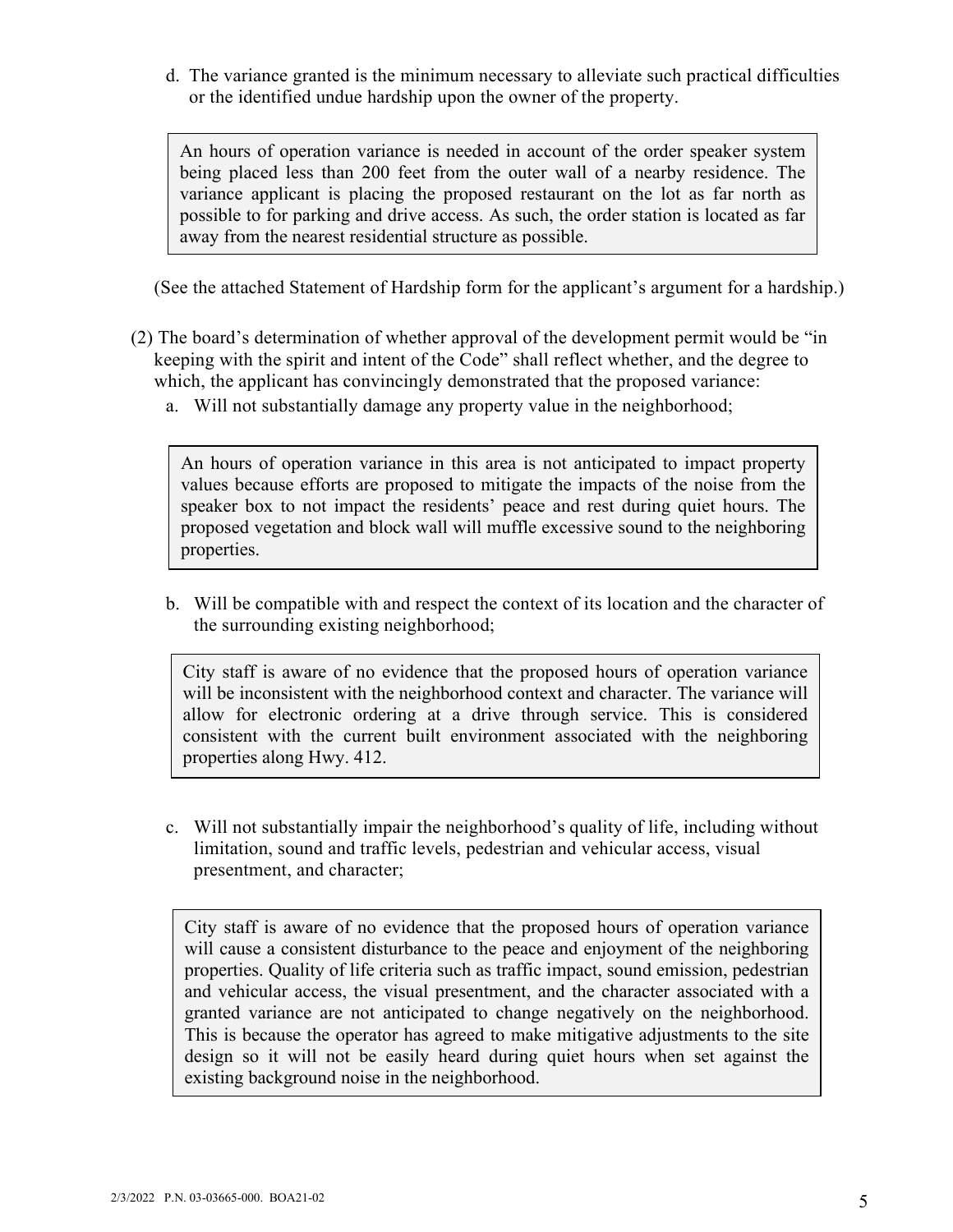d. The variance granted is the minimum necessary to alleviate such practical difficulties or the identified undue hardship upon the owner of the property.

> An hours of operation variance is needed in account of the order speaker system being placed less than 200 feet from the outer wall of a nearby residence. The variance applicant is placing the proposed restaurant on the lot as far north as possible to for parking and drive access. As such, the order station is located as far away from the nearest residential structure as possible.

(See the attached Statement of Hardship form for the applicant's argument for a hardship.)

(2) The board's determination of whether approval of the development permit would be "in keeping with the spirit and intent of the Code" shall reflect whether, and the degree to which, the applicant has convincingly demonstrated that the proposed variance:

a. Will not substantially damage any property value in the neighborhood;

> An hours of operation variance in this area is not anticipated to impact property values because efforts are proposed to mitigate the impacts of the noise from the speaker box to not impact the residents' peace and rest during quiet hours. The proposed vegetation and block wall will muffle excessive sound to the neighboring properties.

b. Will be compatible with and respect the context of its location and the character of the surrounding existing neighborhood;

> City staff is aware of no evidence that the proposed hours of operation variance will be inconsistent with the neighborhood context and character. The variance will allow for electronic ordering at a drive through service. This is considered consistent with the current built environment associated with the neighboring properties along Hwy. 412.

c. Will not substantially impair the neighborhood's quality of life, including without limitation, sound and traffic levels, pedestrian and vehicular access, visual presentment, and character;

> City staff is aware of no evidence that the proposed hours of operation variance will cause a consistent disturbance to the peace and enjoyment of the neighboring properties. Quality of life criteria such as traffic impact, sound emission, pedestrian and vehicular access, the visual presentment, and the character associated with a granted variance are not anticipated to change negatively on the neighborhood. This is because the operator has agreed to make mitigative adjustments to the site design so it will not be easily heard during quiet hours when set against the existing background noise in the neighborhood.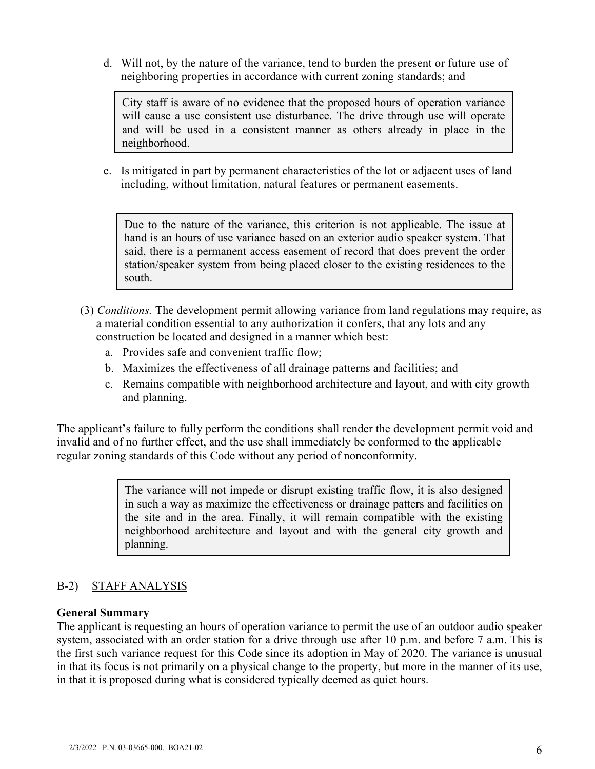d. Will not, by the nature of the variance, tend to burden the present or future use of neighboring properties in accordance with current zoning standards; and

> City staff is aware of no evidence that the proposed hours of operation variance will cause a use consistent use disturbance. The drive through use will operate and will be used in a consistent manner as others already in place in the neighborhood.

e. Is mitigated in part by permanent characteristics of the lot or adjacent uses of land including, without limitation, natural features or permanent easements.

> Due to the nature of the variance, this criterion is not applicable. The issue at hand is an hours of use variance based on an exterior audio speaker system. That said, there is a permanent access easement of record that does prevent the order station/speaker system from being placed closer to the existing residences to the south.

(3) *Conditions.* The development permit allowing variance from land regulations may require, as a material condition essential to any authorization it confers, that any lots and any construction be located and designed in a manner which best:

a. Provides safe and convenient traffic flow;
b. Maximizes the effectiveness of all drainage patterns and facilities; and
c. Remains compatible with neighborhood architecture and layout, and with city growth and planning.

The applicant's failure to fully perform the conditions shall render the development permit void and invalid and of no further effect, and the use shall immediately be conformed to the applicable regular zoning standards of this Code without any period of nonconformity.

> The variance will not impede or disrupt existing traffic flow, it is also designed in such a way as maximize the effectiveness or drainage patters and facilities on the site and in the area. Finally, it will remain compatible with the existing neighborhood architecture and layout and with the general city growth and planning.

## B-2) STAFF ANALYSIS

**General Summary**

The applicant is requesting an hours of operation variance to permit the use of an outdoor audio speaker system, associated with an order station for a drive through use after 10 p.m. and before 7 a.m. This is the first such variance request for this Code since its adoption in May of 2020. The variance is unusual in that its focus is not primarily on a physical change to the property, but more in the manner of its use, in that it is proposed during what is considered typically deemed as quiet hours.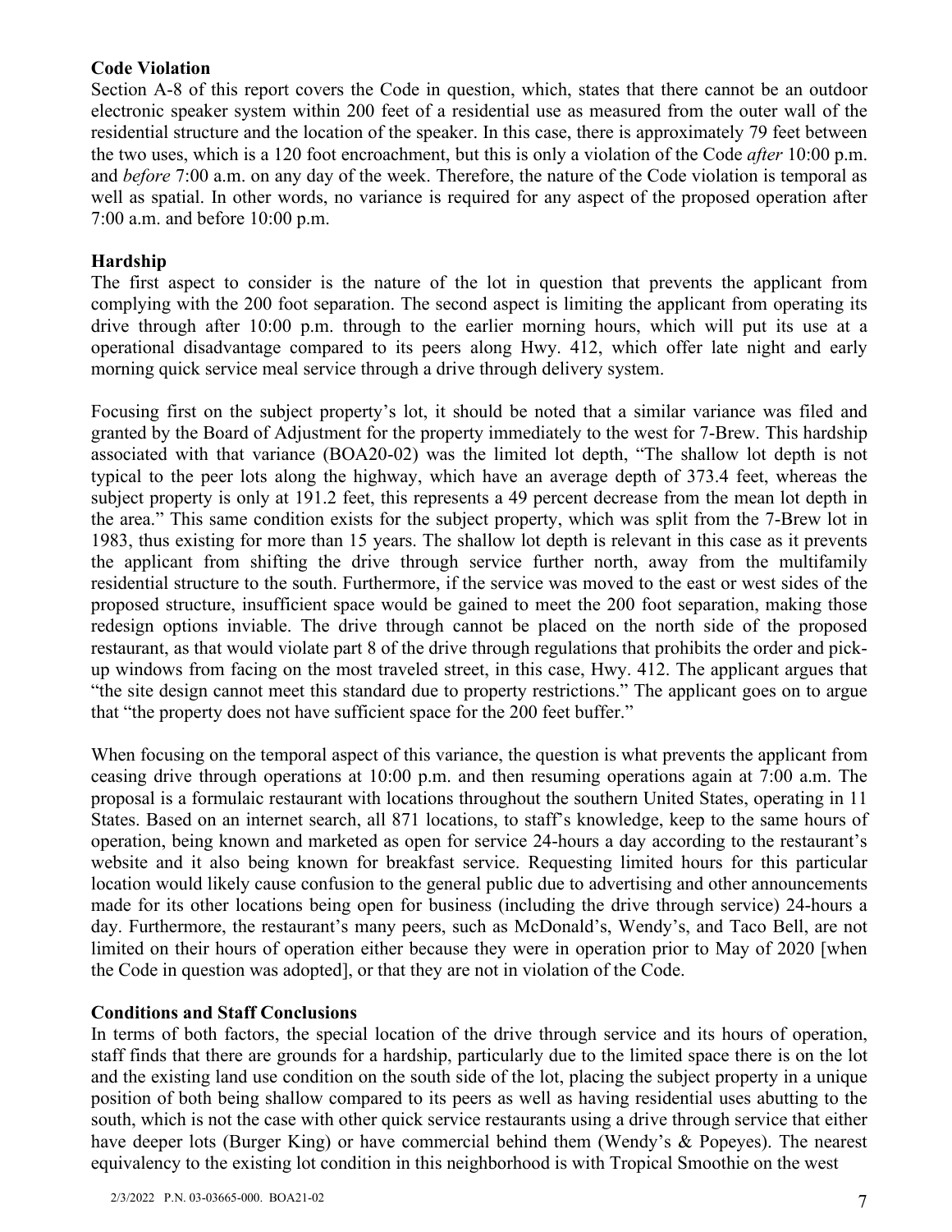**Code Violation**

Section A-8 of this report covers the Code in question, which, states that there cannot be an outdoor electronic speaker system within 200 feet of a residential use as measured from the outer wall of the residential structure and the location of the speaker. In this case, there is approximately 79 feet between the two uses, which is a 120 foot encroachment, but this is only a violation of the Code *after* 10:00 p.m. and *before* 7:00 a.m. on any day of the week. Therefore, the nature of the Code violation is temporal as well as spatial. In other words, no variance is required for any aspect of the proposed operation after 7:00 a.m. and before 10:00 p.m.

**Hardship**

The first aspect to consider is the nature of the lot in question that prevents the applicant from complying with the 200 foot separation. The second aspect is limiting the applicant from operating its drive through after 10:00 p.m. through to the earlier morning hours, which will put its use at a operational disadvantage compared to its peers along Hwy. 412, which offer late night and early morning quick service meal service through a drive through delivery system.

Focusing first on the subject property's lot, it should be noted that a similar variance was filed and granted by the Board of Adjustment for the property immediately to the west for 7-Brew. This hardship associated with that variance (BOA20-02) was the limited lot depth, "The shallow lot depth is not typical to the peer lots along the highway, which have an average depth of 373.4 feet, whereas the subject property is only at 191.2 feet, this represents a 49 percent decrease from the mean lot depth in the area." This same condition exists for the subject property, which was split from the 7-Brew lot in 1983, thus existing for more than 15 years. The shallow lot depth is relevant in this case as it prevents the applicant from shifting the drive through service further north, away from the multifamily residential structure to the south. Furthermore, if the service was moved to the east or west sides of the proposed structure, insufficient space would be gained to meet the 200 foot separation, making those redesign options inviable. The drive through cannot be placed on the north side of the proposed restaurant, as that would violate part 8 of the drive through regulations that prohibits the order and pick-up windows from facing on the most traveled street, in this case, Hwy. 412. The applicant argues that "the site design cannot meet this standard due to property restrictions." The applicant goes on to argue that "the property does not have sufficient space for the 200 feet buffer."

When focusing on the temporal aspect of this variance, the question is what prevents the applicant from ceasing drive through operations at 10:00 p.m. and then resuming operations again at 7:00 a.m. The proposal is a formulaic restaurant with locations throughout the southern United States, operating in 11 States. Based on an internet search, all 871 locations, to staff's knowledge, keep to the same hours of operation, being known and marketed as open for service 24-hours a day according to the restaurant's website and it also being known for breakfast service. Requesting limited hours for this particular location would likely cause confusion to the general public due to advertising and other announcements made for its other locations being open for business (including the drive through service) 24-hours a day. Furthermore, the restaurant's many peers, such as McDonald's, Wendy's, and Taco Bell, are not limited on their hours of operation either because they were in operation prior to May of 2020 [when the Code in question was adopted], or that they are not in violation of the Code.

**Conditions and Staff Conclusions**

In terms of both factors, the special location of the drive through service and its hours of operation, staff finds that there are grounds for a hardship, particularly due to the limited space there is on the lot and the existing land use condition on the south side of the lot, placing the subject property in a unique position of both being shallow compared to its peers as well as having residential uses abutting to the south, which is not the case with other quick service restaurants using a drive through service that either have deeper lots (Burger King) or have commercial behind them (Wendy's & Popeyes). The nearest equivalency to the existing lot condition in this neighborhood is with Tropical Smoothie on the west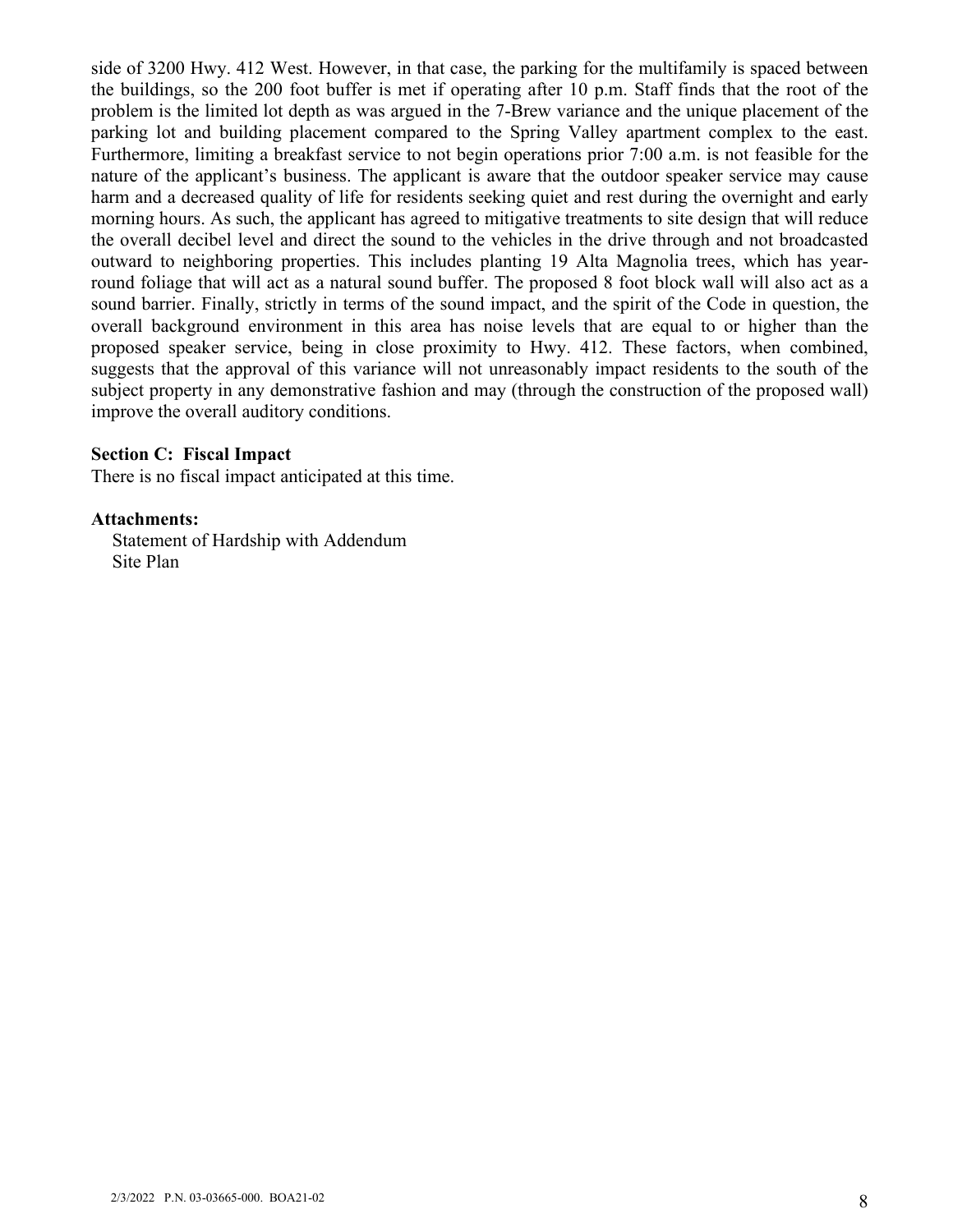side of 3200 Hwy. 412 West. However, in that case, the parking for the multifamily is spaced between the buildings, so the 200 foot buffer is met if operating after 10 p.m. Staff finds that the root of the problem is the limited lot depth as was argued in the 7-Brew variance and the unique placement of the parking lot and building placement compared to the Spring Valley apartment complex to the east. Furthermore, limiting a breakfast service to not begin operations prior 7:00 a.m. is not feasible for the nature of the applicant's business. The applicant is aware that the outdoor speaker service may cause harm and a decreased quality of life for residents seeking quiet and rest during the overnight and early morning hours. As such, the applicant has agreed to mitigative treatments to site design that will reduce the overall decibel level and direct the sound to the vehicles in the drive through and not broadcasted outward to neighboring properties. This includes planting 19 Alta Magnolia trees, which has year-round foliage that will act as a natural sound buffer. The proposed 8 foot block wall will also act as a sound barrier. Finally, strictly in terms of the sound impact, and the spirit of the Code in question, the overall background environment in this area has noise levels that are equal to or higher than the proposed speaker service, being in close proximity to Hwy. 412. These factors, when combined, suggests that the approval of this variance will not unreasonably impact residents to the south of the subject property in any demonstrative fashion and may (through the construction of the proposed wall) improve the overall auditory conditions.

**Section C: Fiscal Impact**

There is no fiscal impact anticipated at this time.

**Attachments:**

Statement of Hardship with Addendum
Site Plan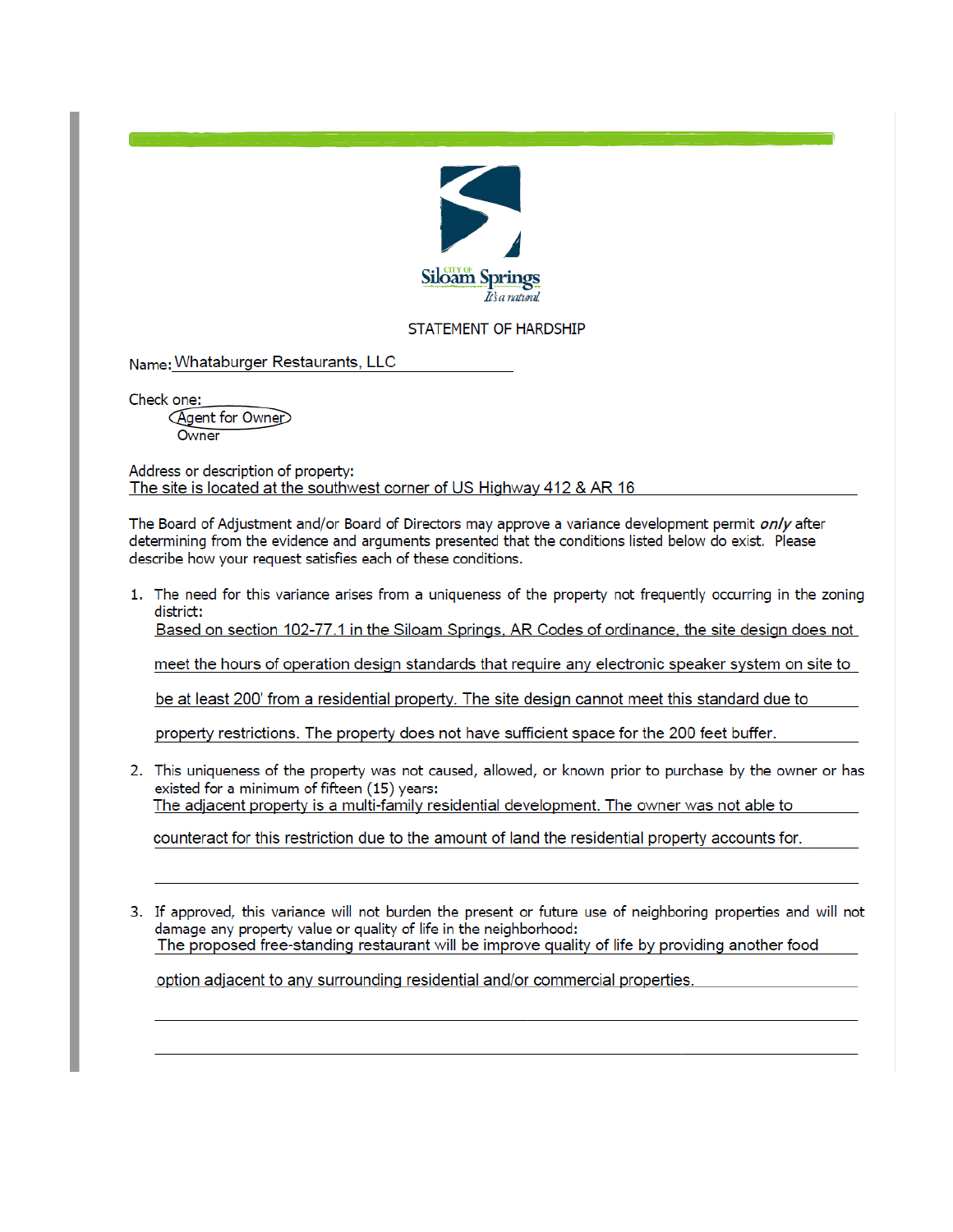City of Siloam Springs — It's a natural

# STATEMENT OF HARDSHIP

Name: Whataburger Restaurants, LLC

Check one:
- **(circled)** Agent for Owner
- Owner

Address or description of property:
The site is located at the southwest corner of US Highway 412 & AR 16

The Board of Adjustment and/or Board of Directors may approve a variance development permit ***only*** after determining from the evidence and arguments presented that the conditions listed below do exist. Please describe how your request satisfies each of these conditions.

1. The need for this variance arises from a uniqueness of the property not frequently occurring in the zoning district:
   Based on section 102-77.1 in the Siloam Springs, AR Codes of ordinance, the site design does not meet the hours of operation design standards that require any electronic speaker system on site to be at least 200' from a residential property. The site design cannot meet this standard due to property restrictions. The property does not have sufficient space for the 200 feet buffer.

2. This uniqueness of the property was not caused, allowed, or known prior to purchase by the owner or has existed for a minimum of fifteen (15) years:
   The adjacent property is a multi-family residential development. The owner was not able to counteract for this restriction due to the amount of land the residential property accounts for.

3. If approved, this variance will not burden the present or future use of neighboring properties and will not damage any property value or quality of life in the neighborhood:
   The proposed free-standing restaurant will be improve quality of life by providing another food option adjacent to any surrounding residential and/or commercial properties.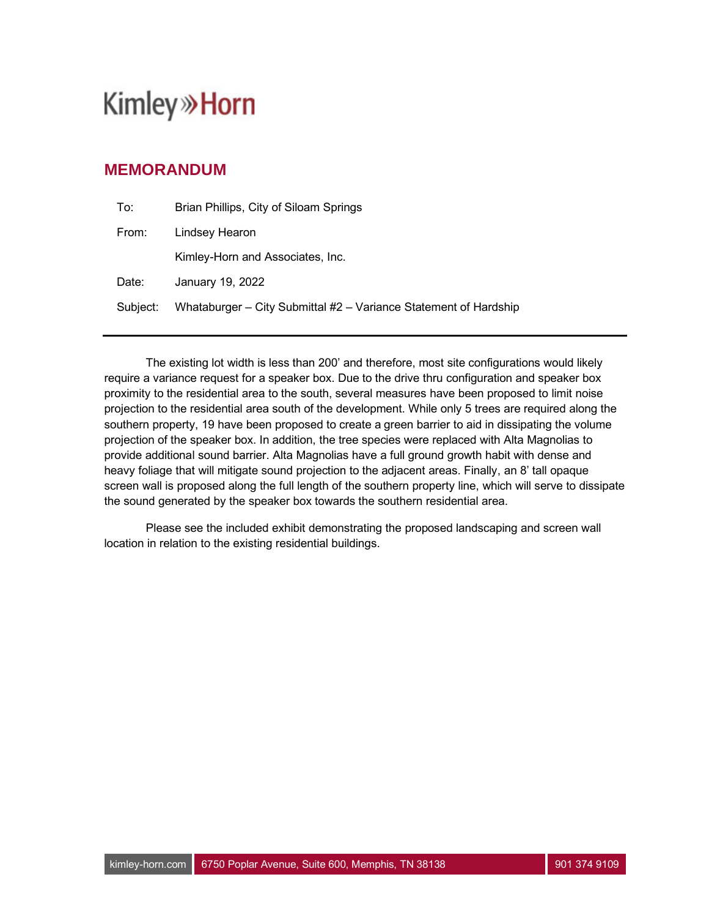Kimley»Horn

## MEMORANDUM

To: Brian Phillips, City of Siloam Springs

From: Lindsey Hearon
Kimley-Horn and Associates, Inc.

Date: January 19, 2022

Subject: Whataburger – City Submittal #2 – Variance Statement of Hardship

---

The existing lot width is less than 200' and therefore, most site configurations would likely require a variance request for a speaker box. Due to the drive thru configuration and speaker box proximity to the residential area to the south, several measures have been proposed to limit noise projection to the residential area south of the development. While only 5 trees are required along the southern property, 19 have been proposed to create a green barrier to aid in dissipating the volume projection of the speaker box. In addition, the tree species were replaced with Alta Magnolias to provide additional sound barrier. Alta Magnolias have a full ground growth habit with dense and heavy foliage that will mitigate sound projection to the adjacent areas. Finally, an 8' tall opaque screen wall is proposed along the full length of the southern property line, which will serve to dissipate the sound generated by the speaker box towards the southern residential area.

Please see the included exhibit demonstrating the proposed landscaping and screen wall location in relation to the existing residential buildings.

kimley-horn.com 6750 Poplar Avenue, Suite 600, Memphis, TN 38138 901 374 9109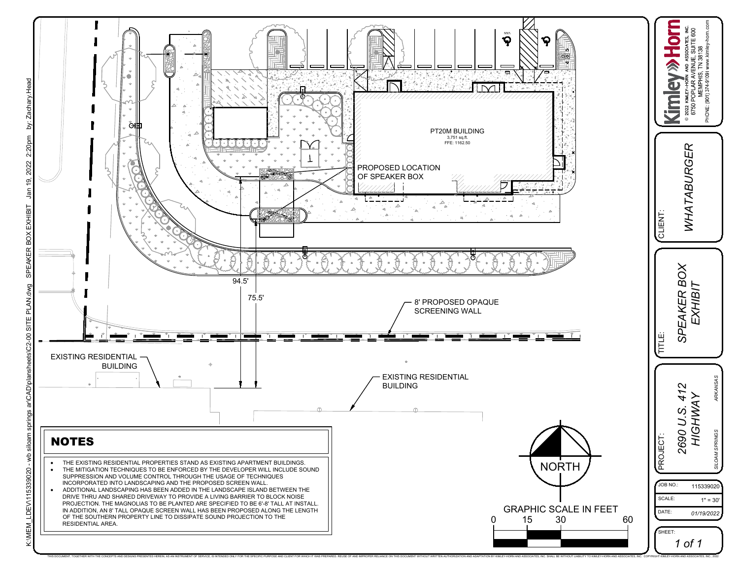K:\MEM_LDEV\115339020 - wb siloam springs ar\CAD\plansheets\C2-00 SITE PLAN.dwg SPEAKER BOX EXHIBIT Jan 19, 2022 2:20pm by: Zachary.Head

PT20M BUILDING
3,751 sq.ft.
FFE: 1162.50

PROPOSED LOCATION OF SPEAKER BOX

94.5'

75.5'

8' PROPOSED OPAQUE SCREENING WALL

EXISTING RESIDENTIAL BUILDING

EXISTING RESIDENTIAL BUILDING

VAN

## NOTES

- THE EXISTING RESIDENTIAL PROPERTIES STAND AS EXISTING APARTMENT BUILDINGS.
- THE MITIGATION TECHNIQUES TO BE ENFORCED BY THE DEVELOPER WILL INCLUDE SOUND SUPPRESSION AND VOLUME CONTROL THROUGH THE USAGE OF TECHNIQUES INCORPORATED INTO LANDSCAPING AND THE PROPOSED SCREEN WALL.
- ADDITIONAL LANDSCAPING HAS BEEN ADDED IN THE LANDSCAPE ISLAND BETWEEN THE DRIVE THRU AND SHARED DRIVEWAY TO PROVIDE A LIVING BARRIER TO BLOCK NOISE PROJECTION. THE MAGNOLIAS TO BE PLANTED ARE SPECIFIED TO BE 6'-8' TALL AT INSTALL. IN ADDITION, AN 8' TALL OPAQUE SCREEN WALL HAS BEEN PROPOSED ALONG THE LENGTH OF THE SOUTHERN PROPERTY LINE TO DISSIPATE SOUND PROJECTION TO THE RESIDENTIAL AREA.

NORTH

GRAPHIC SCALE IN FEET
0 15 30 60

Kimley»Horn
© 2022 KIMLEY-HORN AND ASSOCIATES, INC.
6750 POPLAR AVENUE, SUITE 600
MEMPHIS, TN 38138
PHONE: (901) 374-9109 www.kimley-horn.com

CLIENT:
WHATABURGER

TITLE:
SPEAKER BOX EXHIBIT

PROJECT:
2690 U.S. 412 HIGHWAY
SILOAM SPRINGS ARKANSAS

| | |
|---|---|
| JOB NO.: | 115339020 |
| SCALE: | 1" = 30' |
| DATE: | 01/19/2022 |

SHEET:
1 of 1

THIS DOCUMENT, TOGETHER WITH THE CONCEPTS AND DESIGNS PRESENTED HEREIN, AS AN INSTRUMENT OF SERVICE, IS INTENDED ONLY FOR THE SPECIFIC PURPOSE AND CLIENT FOR WHICH IT WAS PREPARED. REUSE OF AND IMPROPER RELIANCE ON THIS DOCUMENT WITHOUT WRITTEN AUTHORIZATION AND ADAPTATION BY KIMLEY-HORN AND ASSOCIATES, INC. SHALL BE WITHOUT LIABILITY TO KIMLEY-HORN AND ASSOCIATES, INC. COPYRIGHT KIMLEY-HORN AND ASSOCIATES, INC., 2022